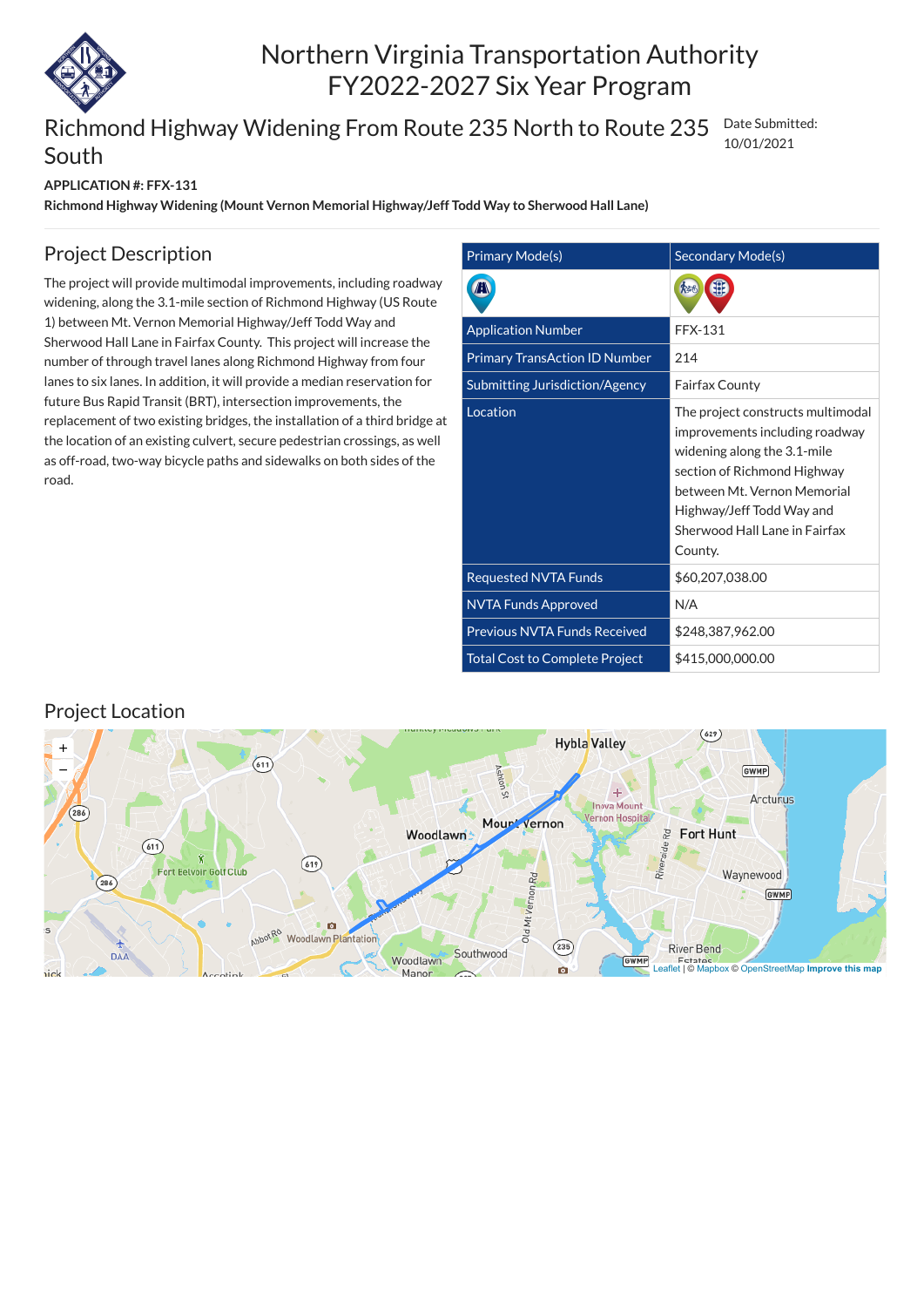# Northern Virginia Transportation Authority FY2022-2027 Six Year Program

## Richmond Highway Widening From Route 235 North to Route 235 South

Date Submitted: 10/01/2021

**APPLICATION #: FFX-131**

**Richmond Highway Widening (Mount Vernon Memorial Highway/Jeff Todd Way to Sherwood Hall Lane)**

## Project Description

The project will provide multimodal improvements, including roadway widening, along the 3.1-mile section of Richmond Highway (US Route 1) between Mt. Vernon Memorial Highway/Jeff Todd Way and Sherwood Hall Lane in Fairfax County. This project will increase the number of through travel lanes along Richmond Highway from four lanes to six lanes. In addition, it will provide a median reservation for future Bus Rapid Transit (BRT), intersection improvements, the replacement of two existing bridges, the installation of a third bridge at the location of an existing culvert, secure pedestrian crossings, as well as off-road, two-way bicycle paths and sidewalks on both sides of the road.

| Primary Mode(s) | Secondary Mode(s) |
| --- | --- |
| | |
| Application Number | FFX-131 |
| Primary TransAction ID Number | 214 |
| Submitting Jurisdiction/Agency | Fairfax County |
| Location | The project constructs multimodal improvements including roadway widening along the 3.1-mile section of Richmond Highway between Mt. Vernon Memorial Highway/Jeff Todd Way and Sherwood Hall Lane in Fairfax County. |
| Requested NVTA Funds | $60,207,038.00 |
| NVTA Funds Approved | N/A |
| Previous NVTA Funds Received | $248,387,962.00 |
| Total Cost to Complete Project | $415,000,000.00 |

## Project Location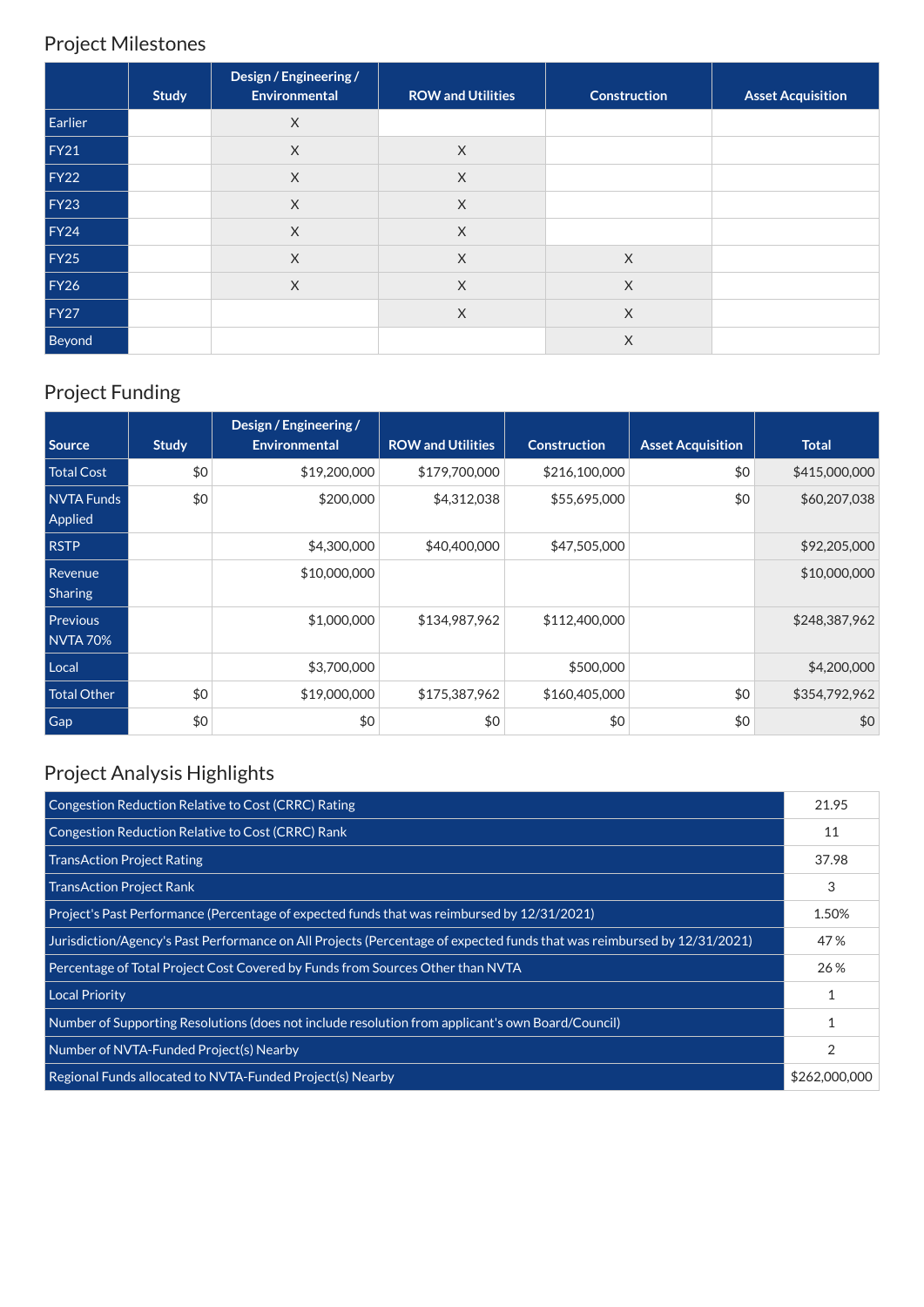## Project Milestones

| | Study | Design / Engineering / Environmental | ROW and Utilities | Construction | Asset Acquisition |
|---|---|---|---|---|---|
| Earlier | | X | | | |
| FY21 | | X | X | | |
| FY22 | | X | X | | |
| FY23 | | X | X | | |
| FY24 | | X | X | | |
| FY25 | | X | X | X | |
| FY26 | | X | X | X | |
| FY27 | | | X | X | |
| Beyond | | | | X | |

## Project Funding

| Source | Study | Design / Engineering / Environmental | ROW and Utilities | Construction | Asset Acquisition | Total |
|---|---|---|---|---|---|---|
| Total Cost | $0 | $19,200,000 | $179,700,000 | $216,100,000 | $0 | $415,000,000 |
| NVTA Funds Applied | $0 | $200,000 | $4,312,038 | $55,695,000 | $0 | $60,207,038 |
| RSTP | | $4,300,000 | $40,400,000 | $47,505,000 | | $92,205,000 |
| Revenue Sharing | | $10,000,000 | | | | $10,000,000 |
| Previous NVTA 70% | | $1,000,000 | $134,987,962 | $112,400,000 | | $248,387,962 |
| Local | | $3,700,000 | | $500,000 | | $4,200,000 |
| Total Other | $0 | $19,000,000 | $175,387,962 | $160,405,000 | $0 | $354,792,962 |
| Gap | $0 | $0 | $0 | $0 | $0 | $0 |

## Project Analysis Highlights

| | |
|---|---|
| Congestion Reduction Relative to Cost (CRRC) Rating | 21.95 |
| Congestion Reduction Relative to Cost (CRRC) Rank | 11 |
| TransAction Project Rating | 37.98 |
| TransAction Project Rank | 3 |
| Project's Past Performance (Percentage of expected funds that was reimbursed by 12/31/2021) | 1.50% |
| Jurisdiction/Agency's Past Performance on All Projects (Percentage of expected funds that was reimbursed by 12/31/2021) | 47 % |
| Percentage of Total Project Cost Covered by Funds from Sources Other than NVTA | 26 % |
| Local Priority | 1 |
| Number of Supporting Resolutions (does not include resolution from applicant's own Board/Council) | 1 |
| Number of NVTA-Funded Project(s) Nearby | 2 |
| Regional Funds allocated to NVTA-Funded Project(s) Nearby | $262,000,000 |